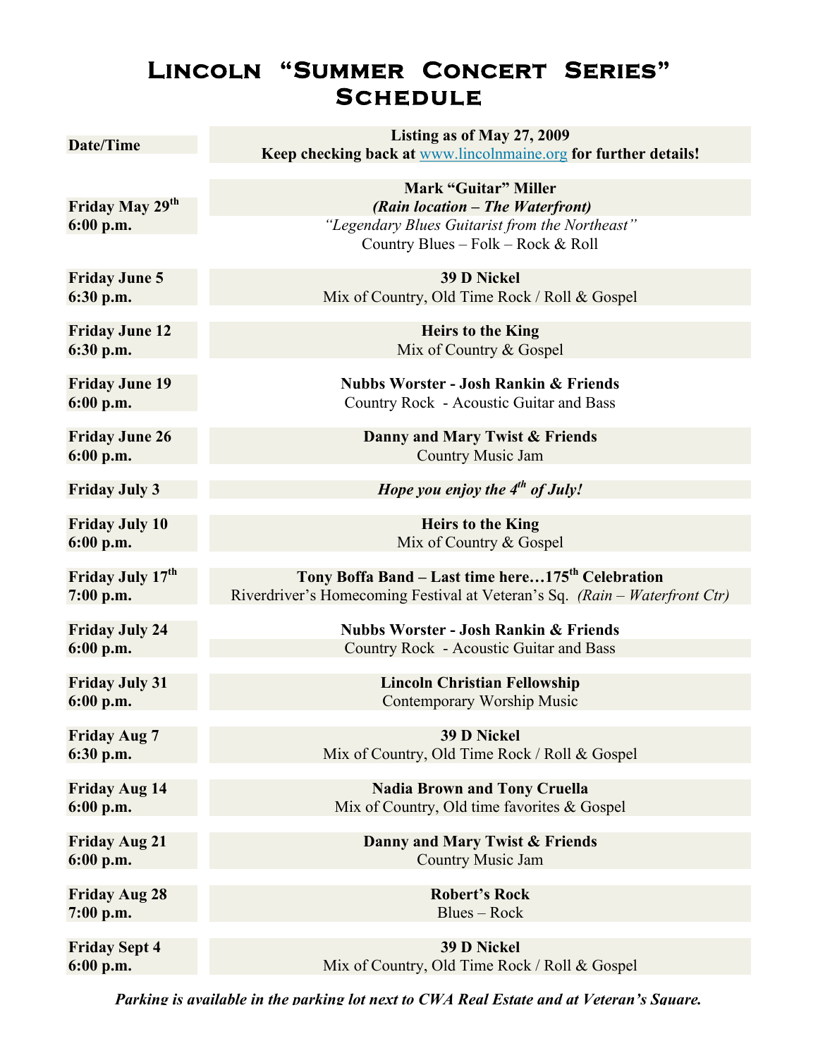# Lincoln "Summer Concert Series" Schedule

| Date/Time | **Listing as of May 27, 2009**<br>**Keep checking back at www.lincolnmaine.org for further details!** |
|---|---|
| **Friday May 29th**<br>**6:00 p.m.** | **Mark "Guitar" Miller**<br>***(Rain location – The Waterfront)***<br>*"Legendary Blues Guitarist from the Northeast"*<br>Country Blues – Folk – Rock & Roll |
| **Friday June 5**<br>**6:30 p.m.** | **39 D Nickel**<br>Mix of Country, Old Time Rock / Roll & Gospel |
| **Friday June 12**<br>**6:30 p.m.** | **Heirs to the King**<br>Mix of Country & Gospel |
| **Friday June 19**<br>**6:00 p.m.** | **Nubbs Worster - Josh Rankin & Friends**<br>Country Rock - Acoustic Guitar and Bass |
| **Friday June 26**<br>**6:00 p.m.** | **Danny and Mary Twist & Friends**<br>Country Music Jam |
| **Friday July 3** | ***Hope you enjoy the 4th of July!*** |
| **Friday July 10**<br>**6:00 p.m.** | **Heirs to the King**<br>Mix of Country & Gospel |
| **Friday July 17th**<br>**7:00 p.m.** | **Tony Boffa Band – Last time here…175th Celebration**<br>Riverdriver's Homecoming Festival at Veteran's Sq. *(Rain – Waterfront Ctr)* |
| **Friday July 24**<br>**6:00 p.m.** | **Nubbs Worster - Josh Rankin & Friends**<br>Country Rock - Acoustic Guitar and Bass |
| **Friday July 31**<br>**6:00 p.m.** | **Lincoln Christian Fellowship**<br>Contemporary Worship Music |
| **Friday Aug 7**<br>**6:30 p.m.** | **39 D Nickel**<br>Mix of Country, Old Time Rock / Roll & Gospel |
| **Friday Aug 14**<br>**6:00 p.m.** | **Nadia Brown and Tony Cruella**<br>Mix of Country, Old time favorites & Gospel |
| **Friday Aug 21**<br>**6:00 p.m.** | **Danny and Mary Twist & Friends**<br>Country Music Jam |
| **Friday Aug 28**<br>**7:00 p.m.** | **Robert's Rock**<br>Blues – Rock |
| **Friday Sept 4**<br>**6:00 p.m.** | **39 D Nickel**<br>Mix of Country, Old Time Rock / Roll & Gospel |

***Parking is available in the parking lot next to CWA Real Estate and at Veteran's Square.***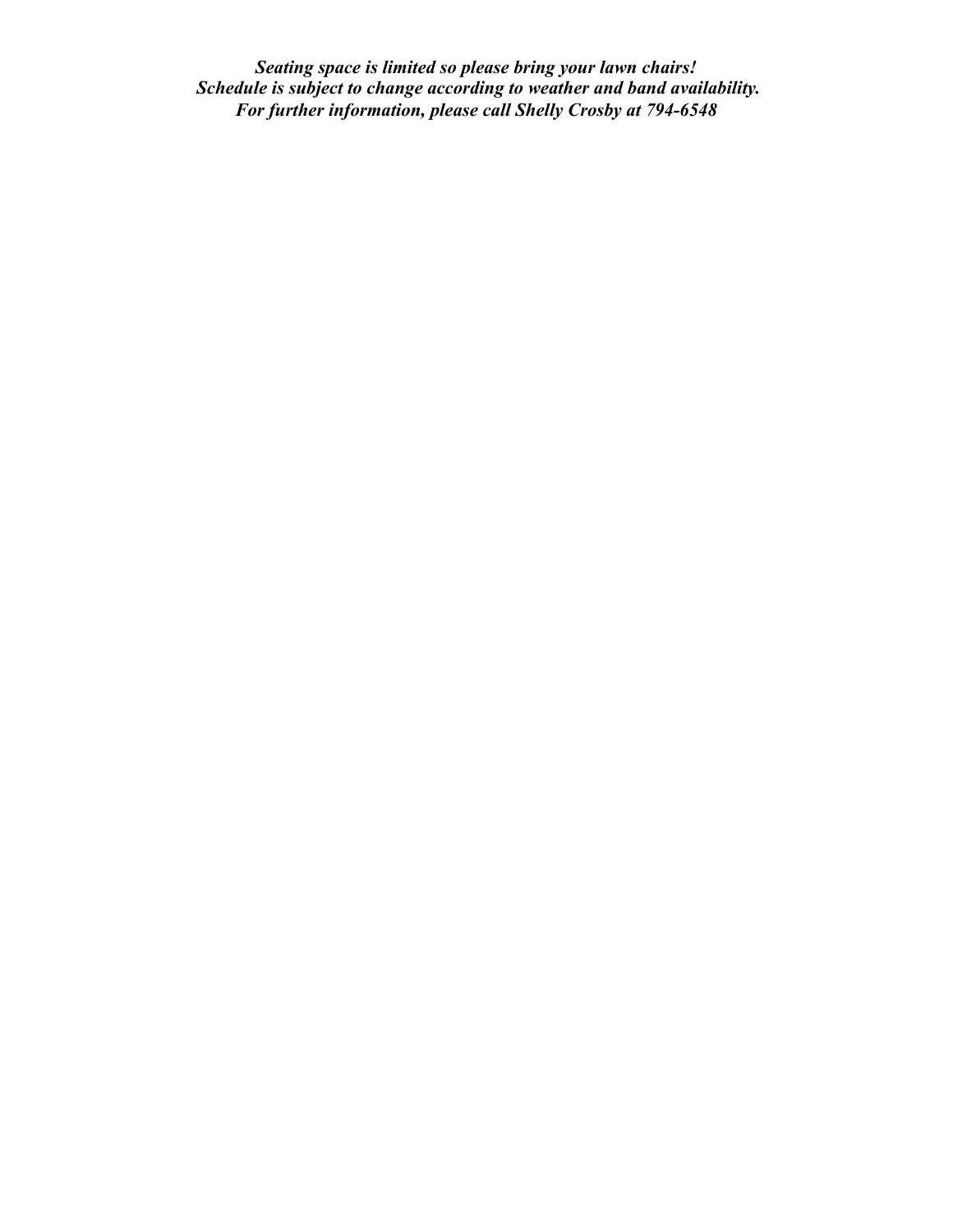***Seating space is limited so please bring your lawn chairs!***
***Schedule is subject to change according to weather and band availability.***
***For further information, please call Shelly Crosby at 794-6548***